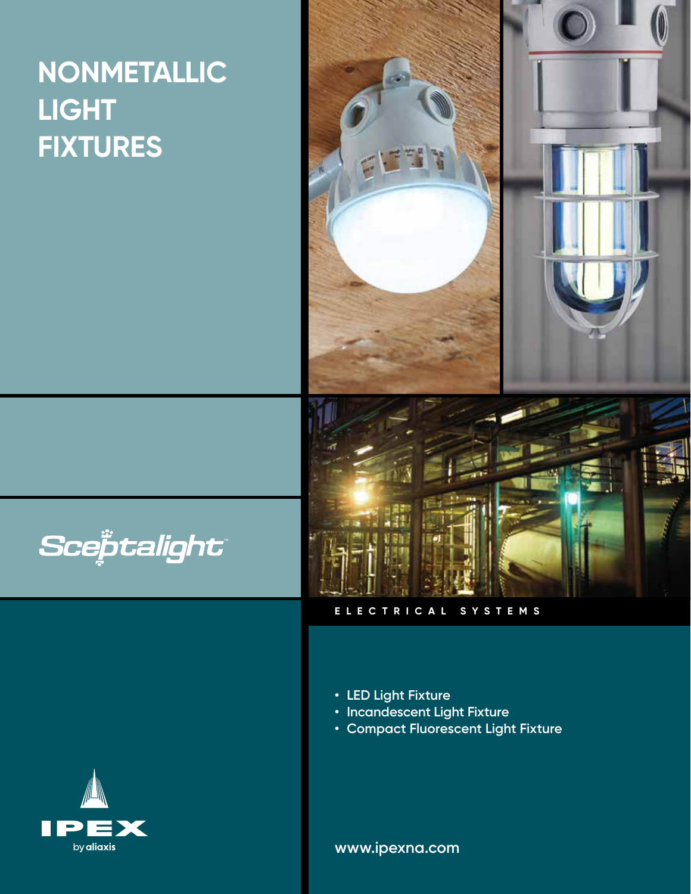# NONMETALLIC LIGHT FIXTURES

Sceptalight™

ELECTRICAL SYSTEMS

- LED Light Fixture
- Incandescent Light Fixture
- Compact Fluorescent Light Fixture

IPEX by aliaxis

www.ipexna.com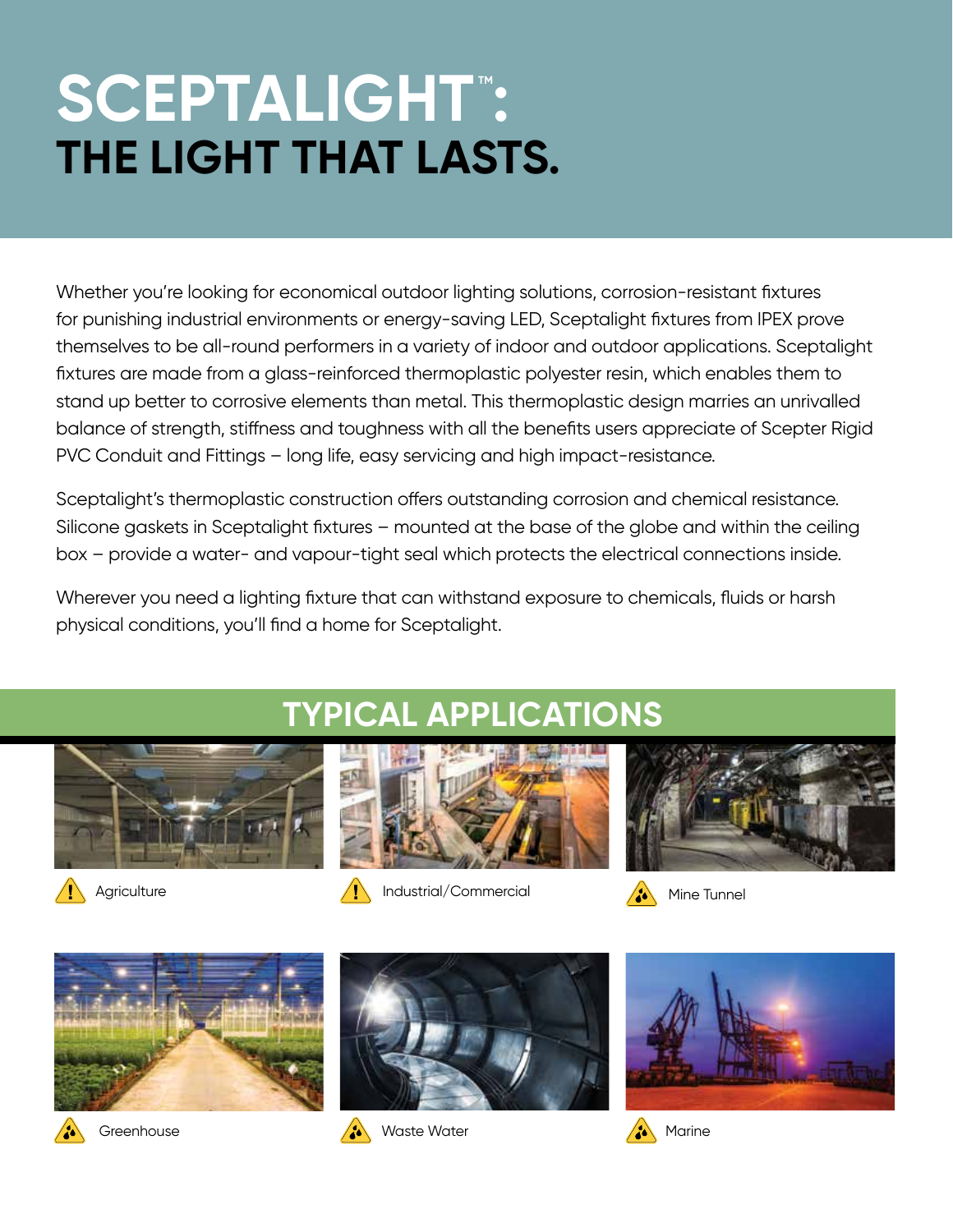# SCEPTALIGHT™: THE LIGHT THAT LASTS.

Whether you're looking for economical outdoor lighting solutions, corrosion-resistant fixtures for punishing industrial environments or energy-saving LED, Sceptalight fixtures from IPEX prove themselves to be all-round performers in a variety of indoor and outdoor applications. Sceptalight fixtures are made from a glass-reinforced thermoplastic polyester resin, which enables them to stand up better to corrosive elements than metal. This thermoplastic design marries an unrivalled balance of strength, stiffness and toughness with all the benefits users appreciate of Scepter Rigid PVC Conduit and Fittings – long life, easy servicing and high impact-resistance.

Sceptalight's thermoplastic construction offers outstanding corrosion and chemical resistance. Silicone gaskets in Sceptalight fixtures – mounted at the base of the globe and within the ceiling box – provide a water- and vapour-tight seal which protects the electrical connections inside.

Wherever you need a lighting fixture that can withstand exposure to chemicals, fluids or harsh physical conditions, you'll find a home for Sceptalight.

## TYPICAL APPLICATIONS

Agriculture

Industrial/Commercial

Mine Tunnel

Greenhouse

Waste Water

Marine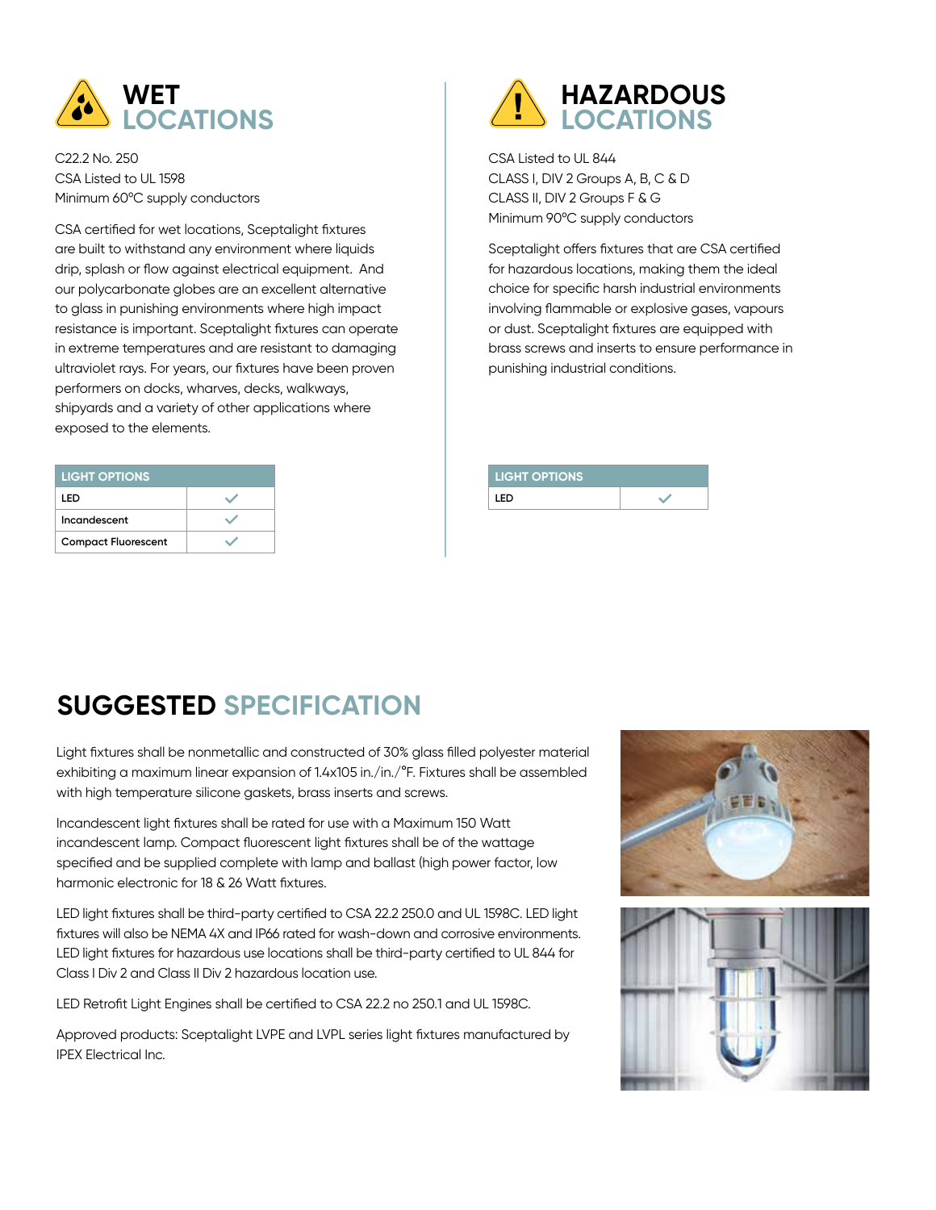## WET LOCATIONS

C22.2 No. 250
CSA Listed to UL 1598
Minimum 60°C supply conductors

CSA certified for wet locations, Sceptalight fixtures are built to withstand any environment where liquids drip, splash or flow against electrical equipment. And our polycarbonate globes are an excellent alternative to glass in punishing environments where high impact resistance is important. Sceptalight fixtures can operate in extreme temperatures and are resistant to damaging ultraviolet rays. For years, our fixtures have been proven performers on docks, wharves, decks, walkways, shipyards and a variety of other applications where exposed to the elements.

| LIGHT OPTIONS | |
|---|---|
| LED | ✓ |
| Incandescent | ✓ |
| Compact Fluorescent | ✓ |

## HAZARDOUS LOCATIONS

CSA Listed to UL 844
CLASS I, DIV 2 Groups A, B, C & D
CLASS II, DIV 2 Groups F & G
Minimum 90°C supply conductors

Sceptalight offers fixtures that are CSA certified for hazardous locations, making them the ideal choice for specific harsh industrial environments involving flammable or explosive gases, vapours or dust. Sceptalight fixtures are equipped with brass screws and inserts to ensure performance in punishing industrial conditions.

| LIGHT OPTIONS | |
|---|---|
| LED | ✓ |

## SUGGESTED SPECIFICATION

Light fixtures shall be nonmetallic and constructed of 30% glass filled polyester material exhibiting a maximum linear expansion of 1.4x105 in./in./°F. Fixtures shall be assembled with high temperature silicone gaskets, brass inserts and screws.

Incandescent light fixtures shall be rated for use with a Maximum 150 Watt incandescent lamp. Compact fluorescent light fixtures shall be of the wattage specified and be supplied complete with lamp and ballast (high power factor, low harmonic electronic for 18 & 26 Watt fixtures.

LED light fixtures shall be third-party certified to CSA 22.2 250.0 and UL 1598C. LED light fixtures will also be NEMA 4X and IP66 rated for wash-down and corrosive environments. LED light fixtures for hazardous use locations shall be third-party certified to UL 844 for Class I Div 2 and Class II Div 2 hazardous location use.

LED Retrofit Light Engines shall be certified to CSA 22.2 no 250.1 and UL 1598C.

Approved products: Sceptalight LVPE and LVPL series light fixtures manufactured by IPEX Electrical Inc.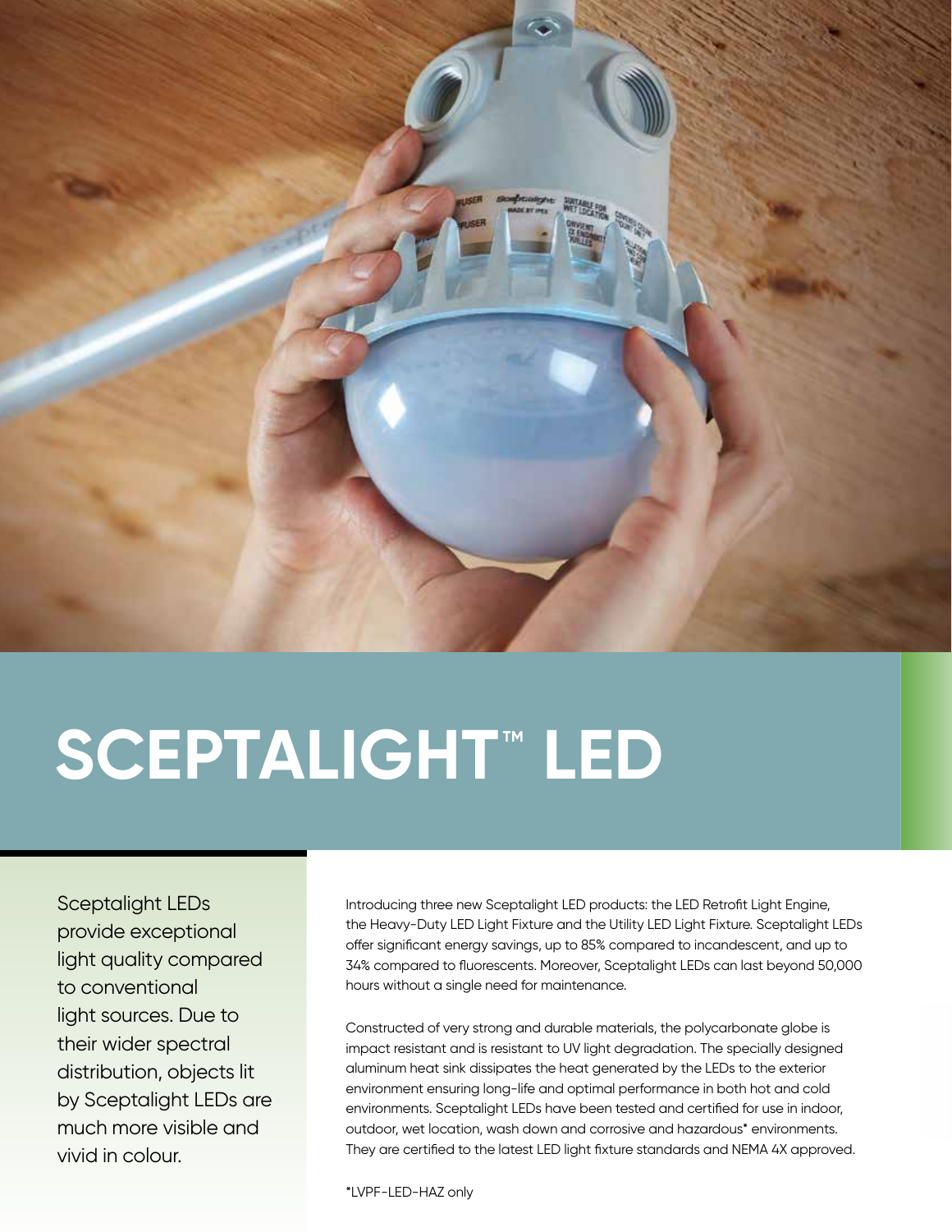# SCEPTALIGHT™ LED

Sceptalight LEDs provide exceptional light quality compared to conventional light sources. Due to their wider spectral distribution, objects lit by Sceptalight LEDs are much more visible and vivid in colour.

Introducing three new Sceptalight LED products: the LED Retrofit Light Engine, the Heavy-Duty LED Light Fixture and the Utility LED Light Fixture. Sceptalight LEDs offer significant energy savings, up to 85% compared to incandescent, and up to 34% compared to fluorescents. Moreover, Sceptalight LEDs can last beyond 50,000 hours without a single need for maintenance.

Constructed of very strong and durable materials, the polycarbonate globe is impact resistant and is resistant to UV light degradation. The specially designed aluminum heat sink dissipates the heat generated by the LEDs to the exterior environment ensuring long-life and optimal performance in both hot and cold environments. Sceptalight LEDs have been tested and certified for use in indoor, outdoor, wet location, wash down and corrosive and hazardous* environments. They are certified to the latest LED light fixture standards and NEMA 4X approved.

*LVPF-LED-HAZ only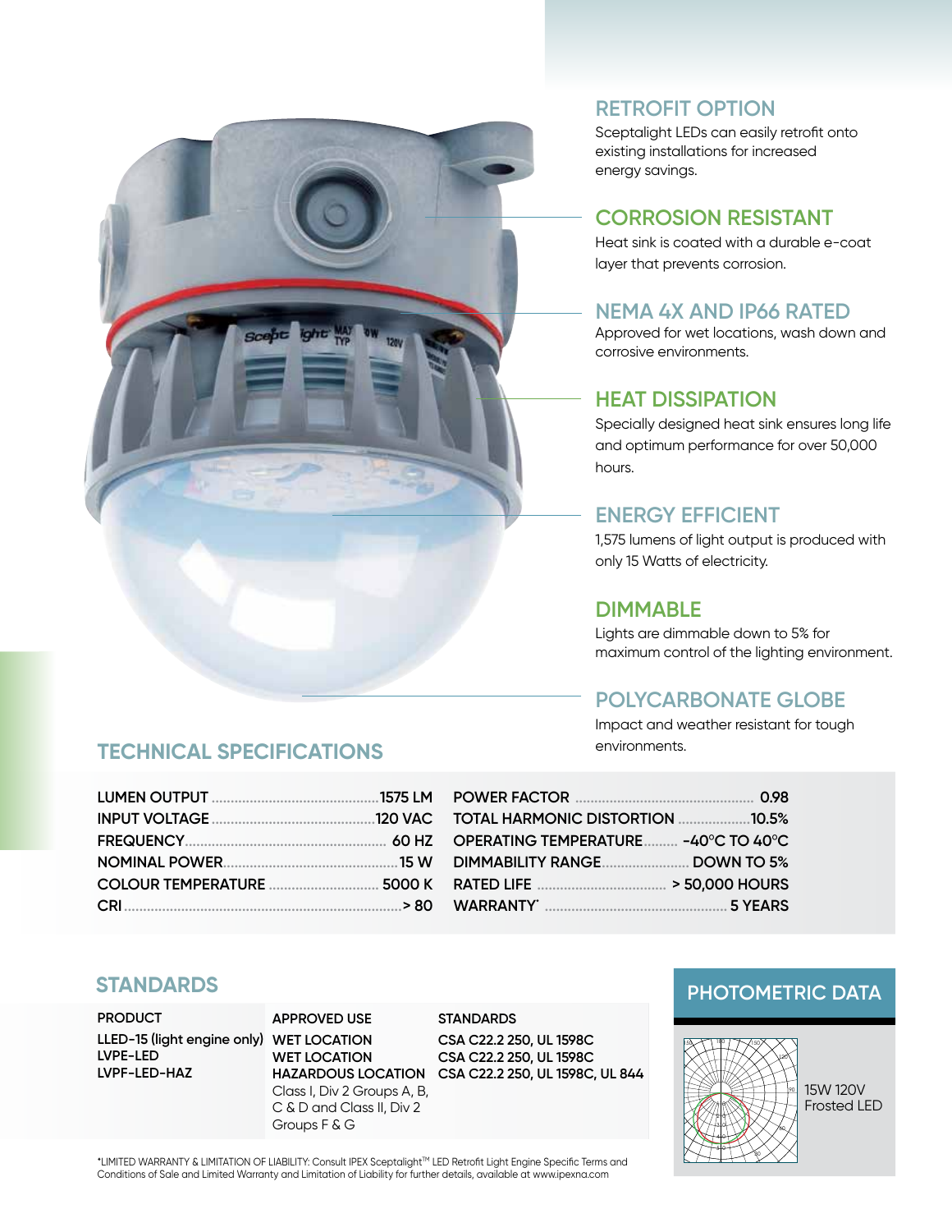## RETROFIT OPTION

Sceptalight LEDs can easily retrofit onto existing installations for increased energy savings.

## CORROSION RESISTANT

Heat sink is coated with a durable e-coat layer that prevents corrosion.

## NEMA 4X AND IP66 RATED

Approved for wet locations, wash down and corrosive environments.

## HEAT DISSIPATION

Specially designed heat sink ensures long life and optimum performance for over 50,000 hours.

## ENERGY EFFICIENT

1,575 lumens of light output is produced with only 15 Watts of electricity.

## DIMMABLE

Lights are dimmable down to 5% for maximum control of the lighting environment.

## POLYCARBONATE GLOBE

Impact and weather resistant for tough environments.

## TECHNICAL SPECIFICATIONS

| | | | |
|---|---|---|---|
| LUMEN OUTPUT | 1575 LM | POWER FACTOR | 0.98 |
| INPUT VOLTAGE | 120 VAC | TOTAL HARMONIC DISTORTION | 10.5% |
| FREQUENCY | 60 HZ | OPERATING TEMPERATURE | -40°C TO 40°C |
| NOMINAL POWER | 15 W | DIMMABILITY RANGE | DOWN TO 5% |
| COLOUR TEMPERATURE | 5000 K | RATED LIFE | > 50,000 HOURS |
| CRI | > 80 | WARRANTY* | 5 YEARS |

## STANDARDS

| PRODUCT | APPROVED USE | STANDARDS |
|---|---|---|
| LLED-15 (light engine only) | WET LOCATION | CSA C22.2 250, UL 1598C |
| LVPE-LED | WET LOCATION | CSA C22.2 250, UL 1598C |
| LVPF-LED-HAZ | HAZARDOUS LOCATION Class I, Div 2 Groups A, B, C & D and Class II, Div 2 Groups F & G | CSA C22.2 250, UL 1598C, UL 844 |

## PHOTOMETRIC DATA

15W 120V Frosted LED

*LIMITED WARRANTY & LIMITATION OF LIABILITY: Consult IPEX Sceptalight™ LED Retrofit Light Engine Specific Terms and Conditions of Sale and Limited Warranty and Limitation of Liability for further details, available at www.ipexna.com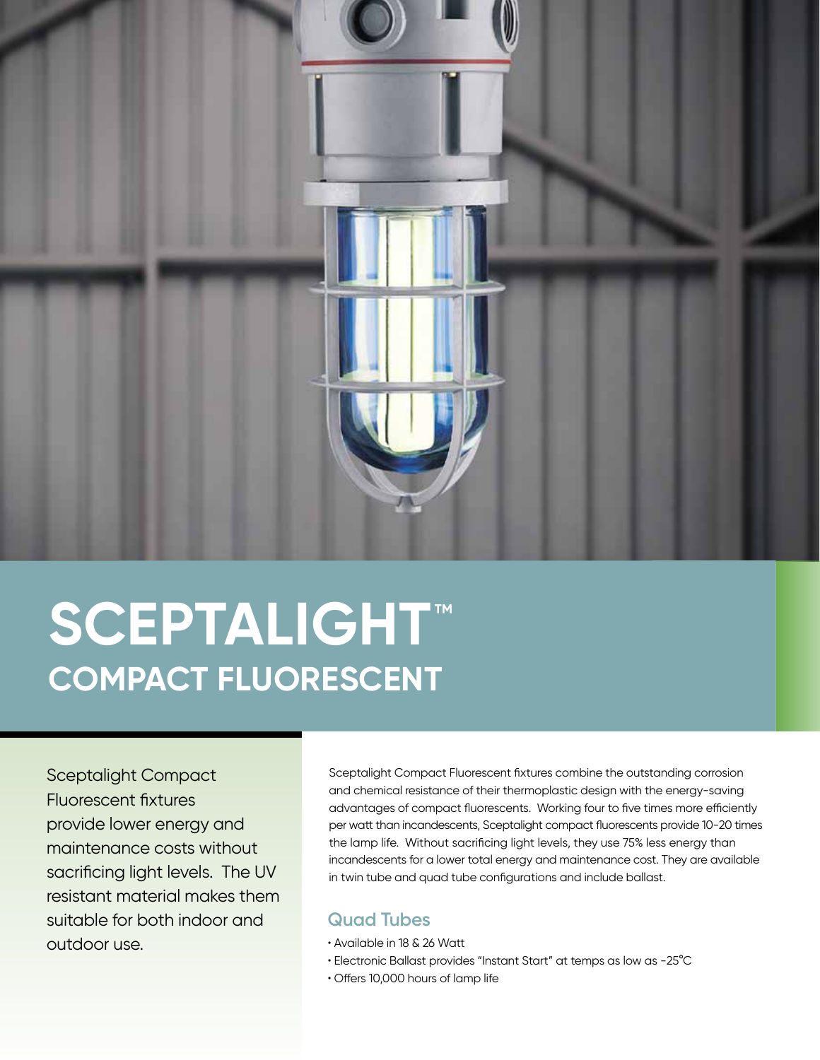# SCEPTALIGHT™
## COMPACT FLUORESCENT

Sceptalight Compact Fluorescent fixtures provide lower energy and maintenance costs without sacrificing light levels. The UV resistant material makes them suitable for both indoor and outdoor use.

Sceptalight Compact Fluorescent fixtures combine the outstanding corrosion and chemical resistance of their thermoplastic design with the energy-saving advantages of compact fluorescents. Working four to five times more efficiently per watt than incandescents, Sceptalight compact fluorescents provide 10-20 times the lamp life. Without sacrificing light levels, they use 75% less energy than incandescents for a lower total energy and maintenance cost. They are available in twin tube and quad tube configurations and include ballast.

### Quad Tubes

- Available in 18 & 26 Watt
- Electronic Ballast provides "Instant Start" at temps as low as -25°C
- Offers 10,000 hours of lamp life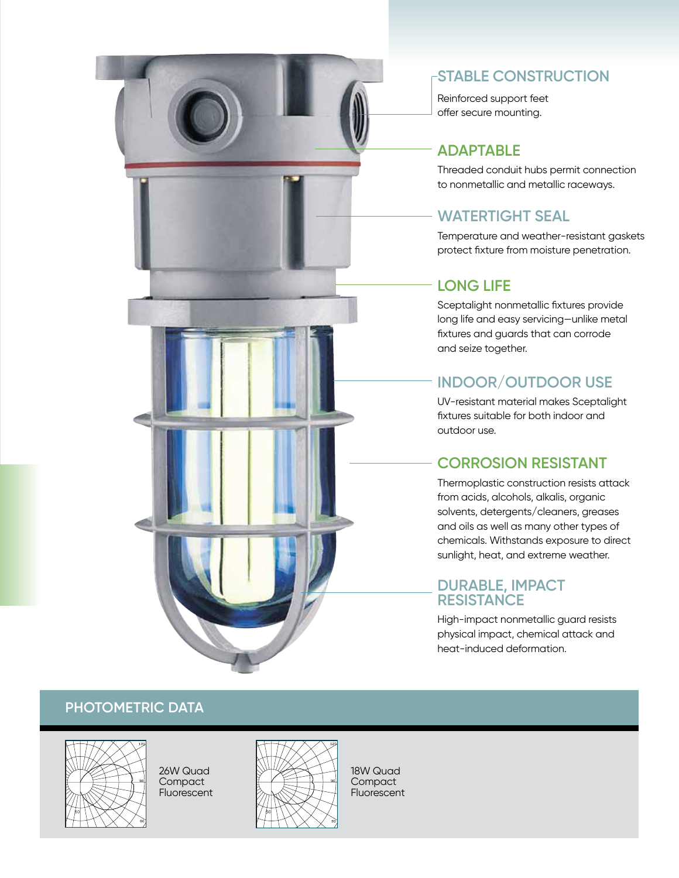## STABLE CONSTRUCTION

Reinforced support feet offer secure mounting.

## ADAPTABLE

Threaded conduit hubs permit connection to nonmetallic and metallic raceways.

## WATERTIGHT SEAL

Temperature and weather-resistant gaskets protect fixture from moisture penetration.

## LONG LIFE

Sceptalight nonmetallic fixtures provide long life and easy servicing—unlike metal fixtures and guards that can corrode and seize together.

## INDOOR/OUTDOOR USE

UV-resistant material makes Sceptalight fixtures suitable for both indoor and outdoor use.

## CORROSION RESISTANT

Thermoplastic construction resists attack from acids, alcohols, alkalis, organic solvents, detergents/cleaners, greases and oils as well as many other types of chemicals. Withstands exposure to direct sunlight, heat, and extreme weather.

## DURABLE, IMPACT RESISTANCE

High-impact nonmetallic guard resists physical impact, chemical attack and heat-induced deformation.

## PHOTOMETRIC DATA

120
90
60
50

26W Quad Compact Fluorescent

120
90
60
50

18W Quad Compact Fluorescent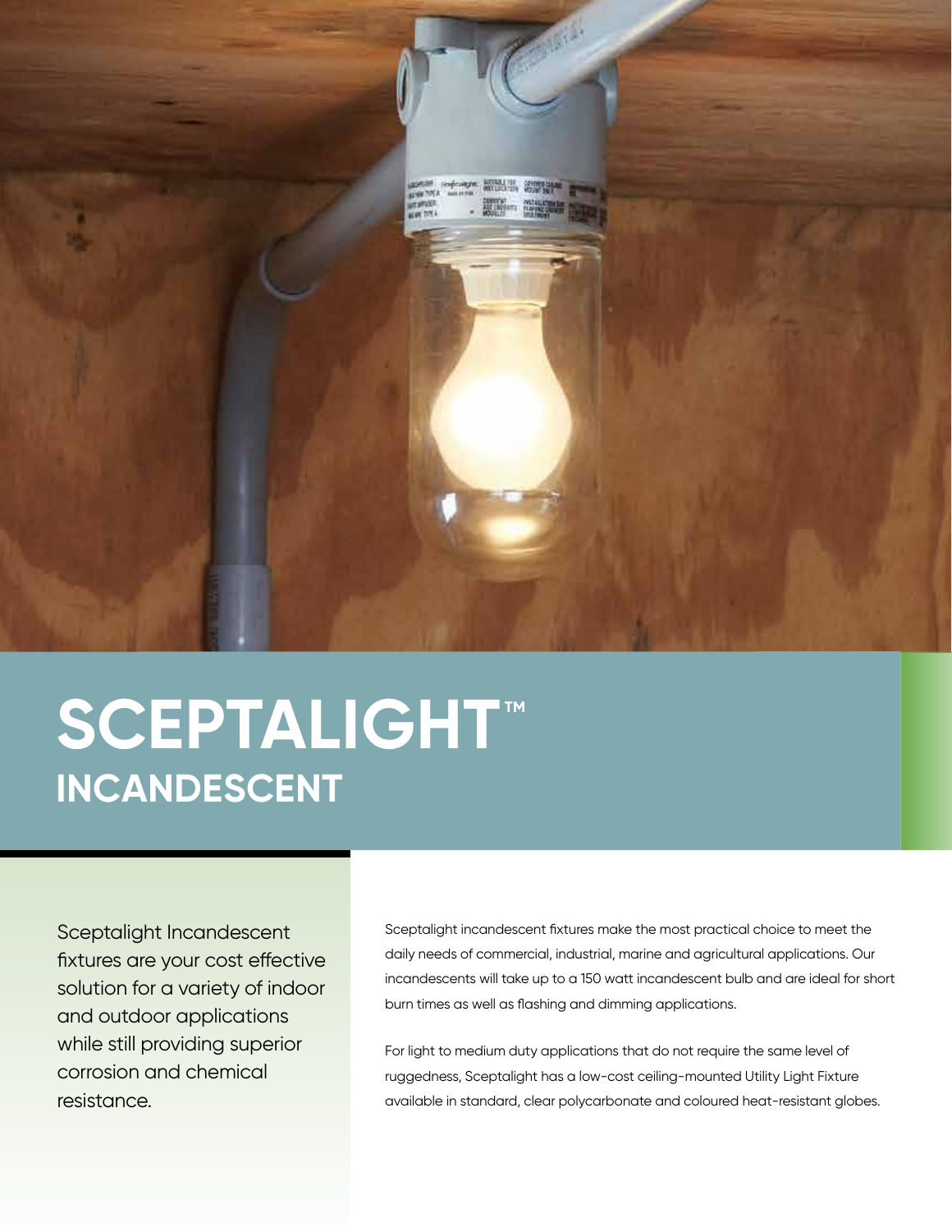# SCEPTALIGHT™

## INCANDESCENT

Sceptalight Incandescent fixtures are your cost effective solution for a variety of indoor and outdoor applications while still providing superior corrosion and chemical resistance.

Sceptalight incandescent fixtures make the most practical choice to meet the daily needs of commercial, industrial, marine and agricultural applications. Our incandescents will take up to a 150 watt incandescent bulb and are ideal for short burn times as well as flashing and dimming applications.

For light to medium duty applications that do not require the same level of ruggedness, Sceptalight has a low-cost ceiling-mounted Utility Light Fixture available in standard, clear polycarbonate and coloured heat-resistant globes.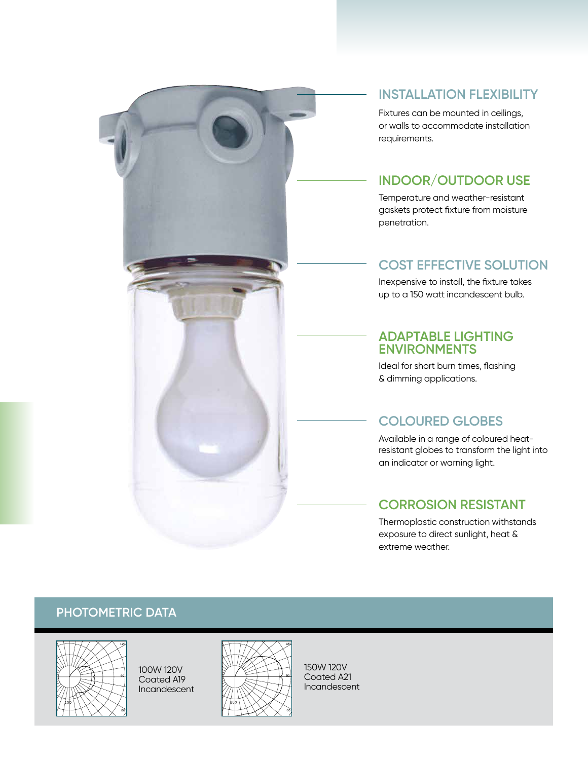## INSTALLATION FLEXIBILITY

Fixtures can be mounted in ceilings, or walls to accommodate installation requirements.

## INDOOR/OUTDOOR USE

Temperature and weather-resistant gaskets protect fixture from moisture penetration.

## COST EFFECTIVE SOLUTION

Inexpensive to install, the fixture takes up to a 150 watt incandescent bulb.

## ADAPTABLE LIGHTING ENVIRONMENTS

Ideal for short burn times, flashing & dimming applications.

## COLOURED GLOBES

Available in a range of coloured heat-resistant globes to transform the light into an indicator or warning light.

## CORROSION RESISTANT

Thermoplastic construction withstands exposure to direct sunlight, heat & extreme weather.

## PHOTOMETRIC DATA

120
90
100
60

100W 120V
Coated A19
Incandescent

120
90
100
60

150W 120V
Coated A21
Incandescent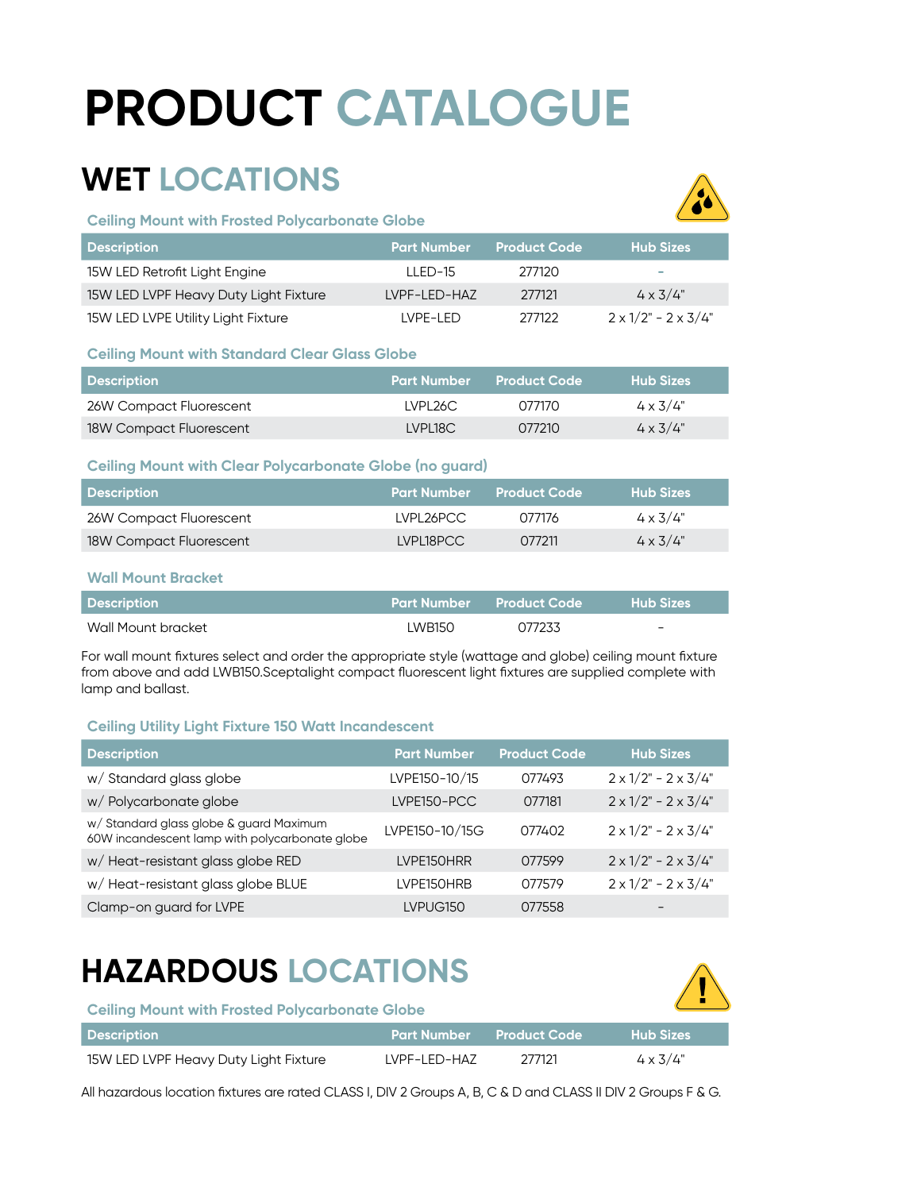# PRODUCT CATALOGUE

## WET LOCATIONS

### Ceiling Mount with Frosted Polycarbonate Globe

| Description | Part Number | Product Code | Hub Sizes |
| --- | --- | --- | --- |
| 15W LED Retrofit Light Engine | LLED-15 | 277120 | - |
| 15W LED LVPF Heavy Duty Light Fixture | LVPF-LED-HAZ | 277121 | 4 x 3/4" |
| 15W LED LVPE Utility Light Fixture | LVPE-LED | 277122 | 2 x 1/2" - 2 x 3/4" |

### Ceiling Mount with Standard Clear Glass Globe

| Description | Part Number | Product Code | Hub Sizes |
| --- | --- | --- | --- |
| 26W Compact Fluorescent | LVPL26C | 077170 | 4 x 3/4" |
| 18W Compact Fluorescent | LVPL18C | 077210 | 4 x 3/4" |

### Ceiling Mount with Clear Polycarbonate Globe (no guard)

| Description | Part Number | Product Code | Hub Sizes |
| --- | --- | --- | --- |
| 26W Compact Fluorescent | LVPL26PCC | 077176 | 4 x 3/4" |
| 18W Compact Fluorescent | LVPL18PCC | 077211 | 4 x 3/4" |

### Wall Mount Bracket

| Description | Part Number | Product Code | Hub Sizes |
| --- | --- | --- | --- |
| Wall Mount bracket | LWB150 | 077233 | - |

For wall mount fixtures select and order the appropriate style (wattage and globe) ceiling mount fixture from above and add LWB150.Sceptalight compact fluorescent light fixtures are supplied complete with lamp and ballast.

### Ceiling Utility Light Fixture 150 Watt Incandescent

| Description | Part Number | Product Code | Hub Sizes |
| --- | --- | --- | --- |
| w/ Standard glass globe | LVPE150-10/15 | 077493 | 2 x 1/2" - 2 x 3/4" |
| w/ Polycarbonate globe | LVPE150-PCC | 077181 | 2 x 1/2" - 2 x 3/4" |
| w/ Standard glass globe & guard Maximum 60W incandescent lamp with polycarbonate globe | LVPE150-10/15G | 077402 | 2 x 1/2" - 2 x 3/4" |
| w/ Heat-resistant glass globe RED | LVPE150HRR | 077599 | 2 x 1/2" - 2 x 3/4" |
| w/ Heat-resistant glass globe BLUE | LVPE150HRB | 077579 | 2 x 1/2" - 2 x 3/4" |
| Clamp-on guard for LVPE | LVPUG150 | 077558 | - |

## HAZARDOUS LOCATIONS

### Ceiling Mount with Frosted Polycarbonate Globe

| Description | Part Number | Product Code | Hub Sizes |
| --- | --- | --- | --- |
| 15W LED LVPF Heavy Duty Light Fixture | LVPF-LED-HAZ | 277121 | 4 x 3/4" |

All hazardous location fixtures are rated CLASS I, DIV 2 Groups A, B, C & D and CLASS II DIV 2 Groups F & G.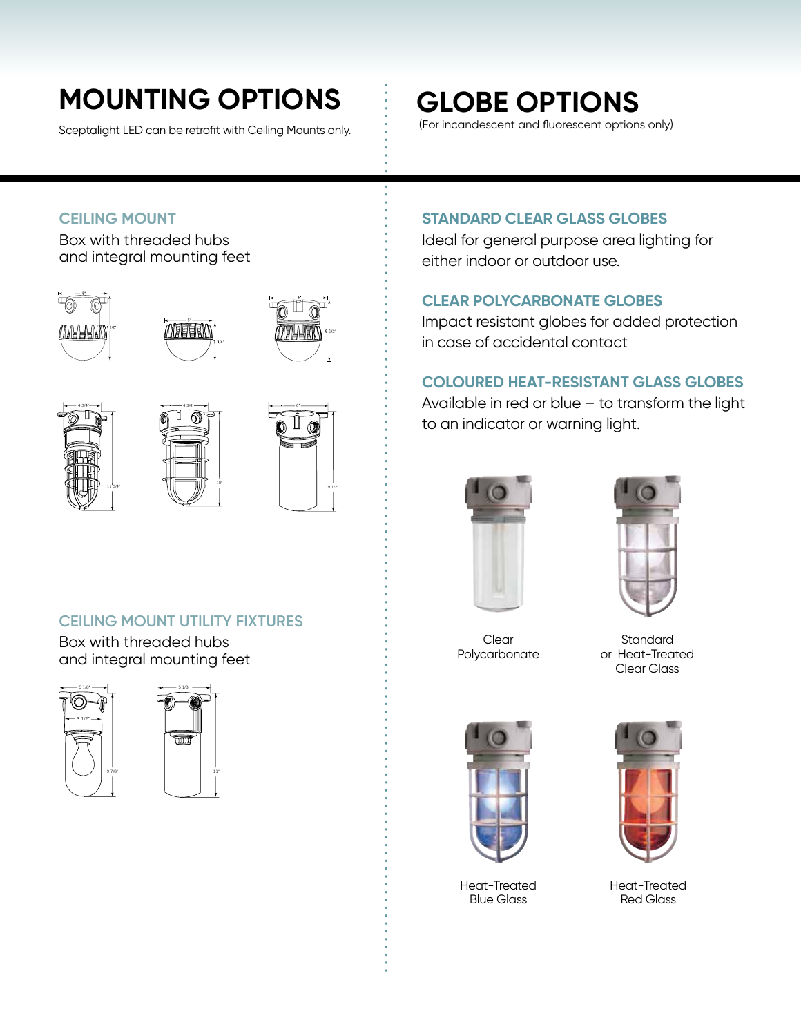# MOUNTING OPTIONS

Sceptalight LED can be retrofit with Ceiling Mounts only.

### CEILING MOUNT

Box with threaded hubs
and integral mounting feet

### CEILING MOUNT UTILITY FIXTURES

Box with threaded hubs
and integral mounting feet

# GLOBE OPTIONS

(For incandescent and fluorescent options only)

### STANDARD CLEAR GLASS GLOBES

Ideal for general purpose area lighting for either indoor or outdoor use.

### CLEAR POLYCARBONATE GLOBES

Impact resistant globes for added protection in case of accidental contact

### COLOURED HEAT-RESISTANT GLASS GLOBES

Available in red or blue – to transform the light to an indicator or warning light.

Clear
Polycarbonate

Standard
or Heat-Treated
Clear Glass

Heat-Treated
Blue Glass

Heat-Treated
Red Glass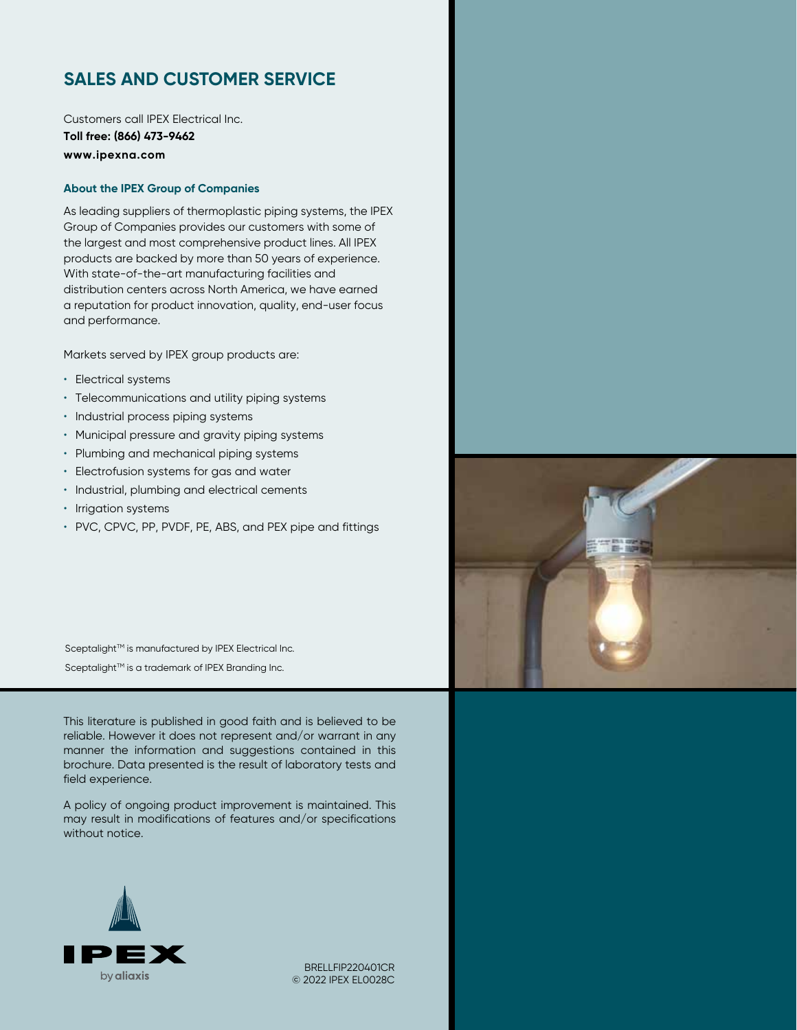## SALES AND CUSTOMER SERVICE

Customers call IPEX Electrical Inc.
**Toll free: (866) 473-9462**
**www.ipexna.com**

### About the IPEX Group of Companies

As leading suppliers of thermoplastic piping systems, the IPEX Group of Companies provides our customers with some of the largest and most comprehensive product lines. All IPEX products are backed by more than 50 years of experience. With state-of-the-art manufacturing facilities and distribution centers across North America, we have earned a reputation for product innovation, quality, end-user focus and performance.

Markets served by IPEX group products are:

- Electrical systems
- Telecommunications and utility piping systems
- Industrial process piping systems
- Municipal pressure and gravity piping systems
- Plumbing and mechanical piping systems
- Electrofusion systems for gas and water
- Industrial, plumbing and electrical cements
- Irrigation systems
- PVC, CPVC, PP, PVDF, PE, ABS, and PEX pipe and fittings

Sceptalight™ is manufactured by IPEX Electrical Inc.
Sceptalight™ is a trademark of IPEX Branding Inc.

This literature is published in good faith and is believed to be reliable. However it does not represent and/or warrant in any manner the information and suggestions contained in this brochure. Data presented is the result of laboratory tests and field experience.

A policy of ongoing product improvement is maintained. This may result in modifications of features and/or specifications without notice.

IPEX by aliaxis

BRELLFIP220401CR
© 2022 IPEX EL0028C